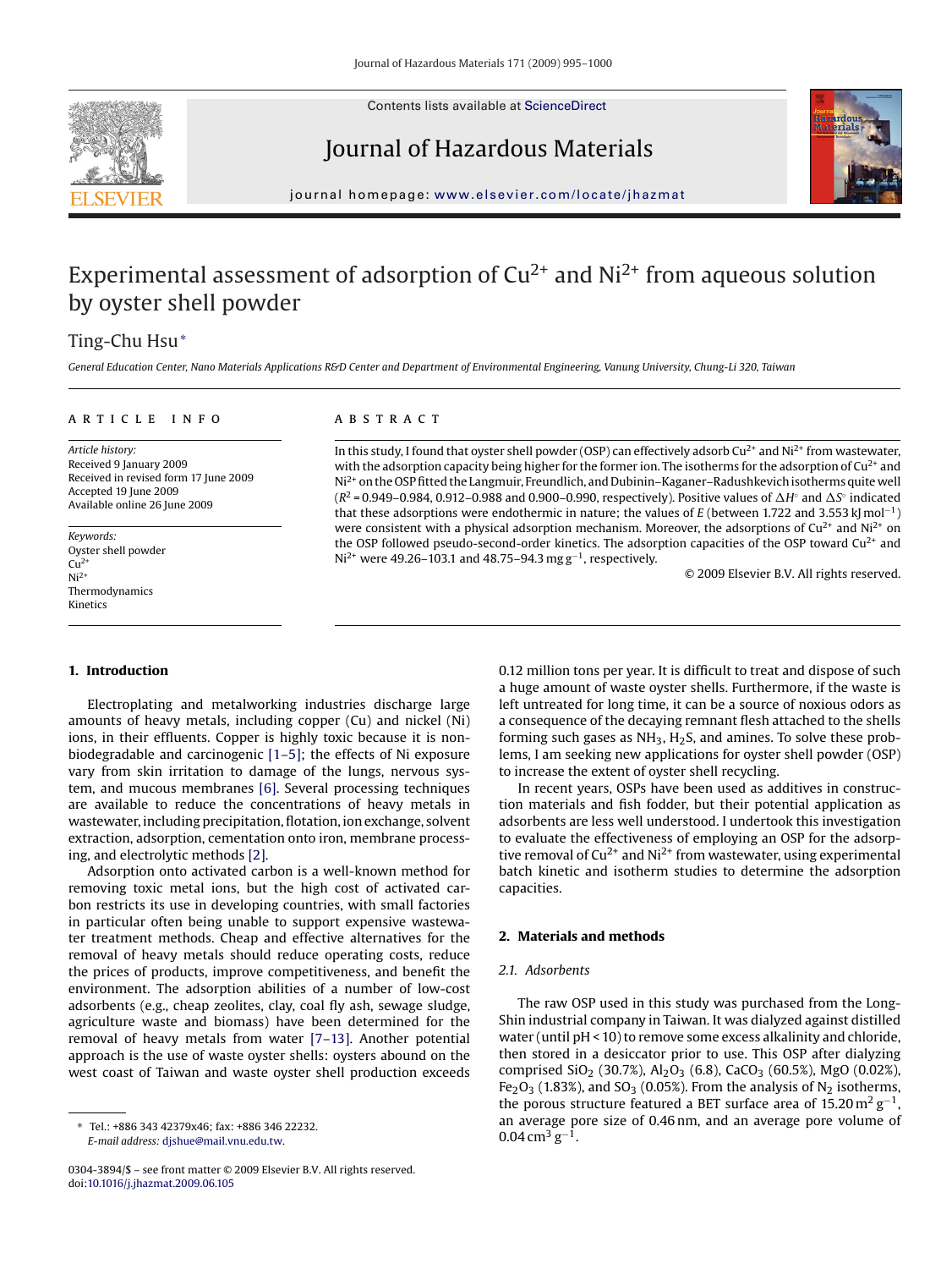# Experimental assessment of adsorption of $Cu^{2+}$ and $Ni^{2+}$ from aqueous solution by oyster shell powder

Ting-Chu Hsu*

*General Education Center, Nano Materials Applications R&D Center and Department of Environmental Engineering, Vanung University, Chung-Li 320, Taiwan*

**ARTICLE INFO**

*Article history:*
Received 9 January 2009
Received in revised form 17 June 2009
Accepted 19 June 2009
Available online 26 June 2009

*Keywords:*
Oyster shell powder
$Cu^{2+}$
$Ni^{2+}$
Thermodynamics
Kinetics

**ABSTRACT**

In this study, I found that oyster shell powder (OSP) can effectively adsorb $Cu^{2+}$ and $Ni^{2+}$ from wastewater, with the adsorption capacity being higher for the former ion. The isotherms for the adsorption of $Cu^{2+}$ and $Ni^{2+}$ on the OSP fitted the Langmuir, Freundlich, and Dubinin–Kaganer–Radushkevich isotherms quite well ($R^2$ = 0.949–0.984, 0.912–0.988 and 0.900–0.990, respectively). Positive values of $\Delta H^\circ$ and $\Delta S^\circ$ indicated that these adsorptions were endothermic in nature; the values of $E$ (between 1.722 and 3.553 kJ mol$^{-1}$) were consistent with a physical adsorption mechanism. Moreover, the adsorptions of $Cu^{2+}$ and $Ni^{2+}$ on the OSP followed pseudo-second-order kinetics. The adsorption capacities of the OSP toward $Cu^{2+}$ and $Ni^{2+}$ were 49.26–103.1 and 48.75–94.3 mg g$^{-1}$, respectively.

© 2009 Elsevier B.V. All rights reserved.

## 1. Introduction

Electroplating and metalworking industries discharge large amounts of heavy metals, including copper (Cu) and nickel (Ni) ions, in their effluents. Copper is highly toxic because it is non-biodegradable and carcinogenic [1–5]; the effects of Ni exposure vary from skin irritation to damage of the lungs, nervous system, and mucous membranes [6]. Several processing techniques are available to reduce the concentrations of heavy metals in wastewater, including precipitation, flotation, ion exchange, solvent extraction, adsorption, cementation onto iron, membrane processing, and electrolytic methods [2].

Adsorption onto activated carbon is a well-known method for removing toxic metal ions, but the high cost of activated carbon restricts its use in developing countries, with small factories in particular often being unable to support expensive wastewater treatment methods. Cheap and effective alternatives for the removal of heavy metals should reduce operating costs, reduce the prices of products, improve competitiveness, and benefit the environment. The adsorption abilities of a number of low-cost adsorbents (e.g., cheap zeolites, clay, coal fly ash, sewage sludge, agriculture waste and biomass) have been determined for the removal of heavy metals from water [7–13]. Another potential approach is the use of waste oyster shells: oysters abound on the west coast of Taiwan and waste oyster shell production exceeds 0.12 million tons per year. It is difficult to treat and dispose of such a huge amount of waste oyster shells. Furthermore, if the waste is left untreated for long time, it can be a source of noxious odors as a consequence of the decaying remnant flesh attached to the shells forming such gases as $NH_3$, $H_2S$, and amines. To solve these problems, I am seeking new applications for oyster shell powder (OSP) to increase the extent of oyster shell recycling.

In recent years, OSPs have been used as additives in construction materials and fish fodder, but their potential application as adsorbents are less well understood. I undertook this investigation to evaluate the effectiveness of employing an OSP for the adsorptive removal of $Cu^{2+}$ and $Ni^{2+}$ from wastewater, using experimental batch kinetic and isotherm studies to determine the adsorption capacities.

## 2. Materials and methods

### 2.1. Adsorbents

The raw OSP used in this study was purchased from the Long-Shin industrial company in Taiwan. It was dialyzed against distilled water (until pH < 10) to remove some excess alkalinity and chloride, then stored in a desiccator prior to use. This OSP after dialyzing comprised $SiO_2$ (30.7%), $Al_2O_3$ (6.8), $CaCO_3$ (60.5%), MgO (0.02%), $Fe_2O_3$ (1.83%), and $SO_3$ (0.05%). From the analysis of $N_2$ isotherms, the porous structure featured a BET surface area of 15.20 m$^2$ g$^{-1}$, an average pore size of 0.46 nm, and an average pore volume of 0.04 cm$^3$ g$^{-1}$.

* Tel.: +886 343 42379x46; fax: +886 346 22232.
*E-mail address:* djshue@mail.vnu.edu.tw.

0304-3894/$ – see front matter © 2009 Elsevier B.V. All rights reserved.
doi:10.1016/j.jhazmat.2009.06.105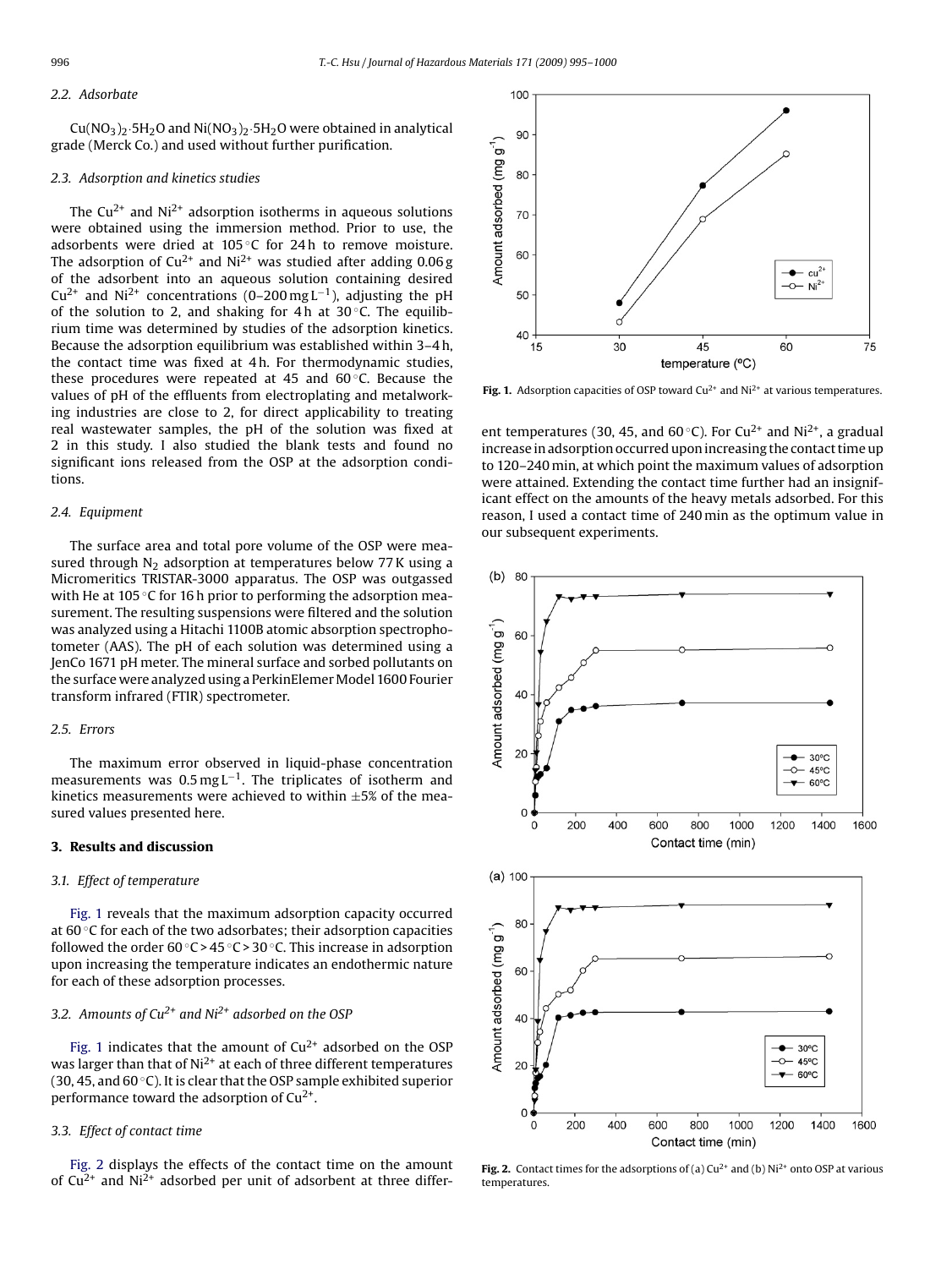### 2.2. Adsorbate

$Cu(NO_3)_2{\cdot}5H_2O$ and $Ni(NO_3)_2{\cdot}5H_2O$ were obtained in analytical grade (Merck Co.) and used without further purification.

### 2.3. Adsorption and kinetics studies

The $Cu^{2+}$ and $Ni^{2+}$ adsorption isotherms in aqueous solutions were obtained using the immersion method. Prior to use, the adsorbents were dried at 105 °C for 24 h to remove moisture. The adsorption of $Cu^{2+}$ and $Ni^{2+}$ was studied after adding 0.06 g of the adsorbent into an aqueous solution containing desired $Cu^{2+}$ and $Ni^{2+}$ concentrations (0–200 mg $L^{-1}$), adjusting the pH of the solution to 2, and shaking for 4 h at 30 °C. The equilibrium time was determined by studies of the adsorption kinetics. Because the adsorption equilibrium was established within 3–4 h, the contact time was fixed at 4 h. For thermodynamic studies, these procedures were repeated at 45 and 60 °C. Because the values of pH of the effluents from electroplating and metalworking industries are close to 2, for direct applicability to treating real wastewater samples, the pH of the solution was fixed at 2 in this study. I also studied the blank tests and found no significant ions released from the OSP at the adsorption conditions.

### 2.4. Equipment

The surface area and total pore volume of the OSP were measured through $N_2$ adsorption at temperatures below 77 K using a Micromeritics TRISTAR-3000 apparatus. The OSP was outgassed with He at 105 °C for 16 h prior to performing the adsorption measurement. The resulting suspensions were filtered and the solution was analyzed using a Hitachi 1100B atomic absorption spectrophotometer (AAS). The pH of each solution was determined using a JenCo 1671 pH meter. The mineral surface and sorbed pollutants on the surface were analyzed using a PerkinElmer Model 1600 Fourier transform infrared (FTIR) spectrometer.

### 2.5. Errors

The maximum error observed in liquid-phase concentration measurements was 0.5 mg $L^{-1}$. The triplicates of isotherm and kinetics measurements were achieved to within ±5% of the measured values presented here.

## 3. Results and discussion

### 3.1. Effect of temperature

Fig. 1 reveals that the maximum adsorption capacity occurred at 60 °C for each of the two adsorbates; their adsorption capacities followed the order 60 °C > 45 °C > 30 °C. This increase in adsorption upon increasing the temperature indicates an endothermic nature for each of these adsorption processes.

### 3.2. Amounts of $Cu^{2+}$ and $Ni^{2+}$ adsorbed on the OSP

Fig. 1 indicates that the amount of $Cu^{2+}$ adsorbed on the OSP was larger than that of $Ni^{2+}$ at each of three different temperatures (30, 45, and 60 °C). It is clear that the OSP sample exhibited superior performance toward the adsorption of $Cu^{2+}$.

### 3.3. Effect of contact time

Fig. 2 displays the effects of the contact time on the amount of $Cu^{2+}$ and $Ni^{2+}$ adsorbed per unit of adsorbent at three different temperatures (30, 45, and 60 °C). For $Cu^{2+}$ and $Ni^{2+}$, a gradual increase in adsorption occurred upon increasing the contact time up to 120–240 min, at which point the maximum values of adsorption were attained. Extending the contact time further had an insignificant effect on the amounts of the heavy metals adsorbed. For this reason, I used a contact time of 240 min as the optimum value in our subsequent experiments.

**Fig. 1.** Adsorption capacities of OSP toward $Cu^{2+}$ and $Ni^{2+}$ at various temperatures.

**Fig. 2.** Contact times for the adsorptions of (a) $Cu^{2+}$ and (b) $Ni^{2+}$ onto OSP at various temperatures.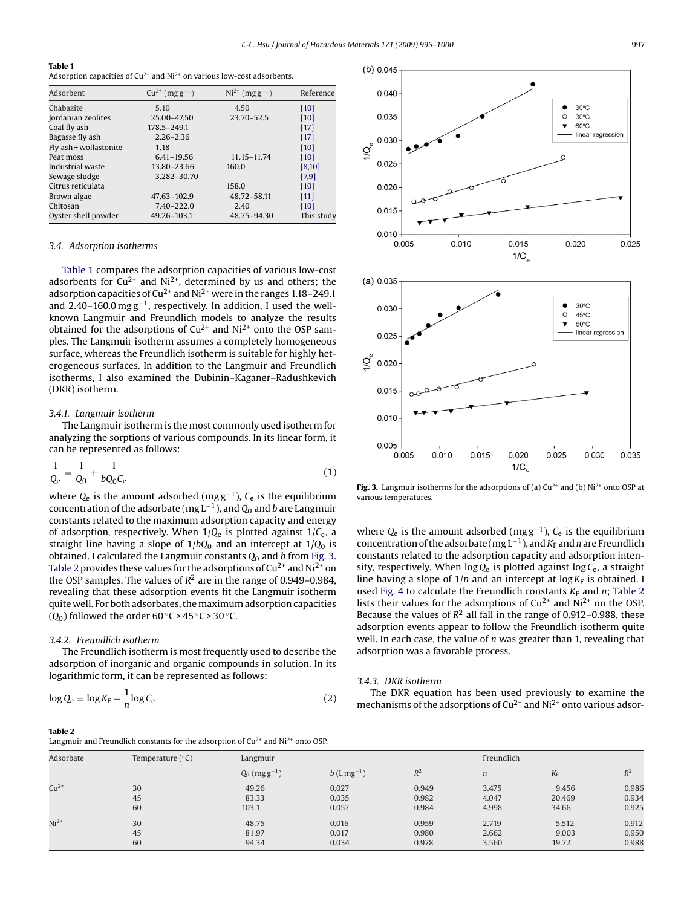**Table 1**
Adsorption capacities of $Cu^{2+}$ and $Ni^{2+}$ on various low-cost adsorbents.

| Adsorbent | $Cu^{2+}$ ($mg\,g^{-1}$) | $Ni^{2+}$ ($mg\,g^{-1}$) | Reference |
|---|---|---|---|
| Chabazite | 5.10 | 4.50 | [10] |
| Jordanian zeolites | 25.00–47.50 | 23.70–52.5 | [10] |
| Coal fly ash | 178.5–249.1 | | [17] |
| Bagasse fly ash | 2.26–2.36 | | [17] |
| Fly ash + wollastonite | 1.18 | | [10] |
| Peat moss | 6.41–19.56 | 11.15–11.74 | [10] |
| Industrial waste | 13.80–23.66 | 160.0 | [8,10] |
| Sewage sludge | 3.282–30.70 | | [7,9] |
| Citrus reticulata | | 158.0 | [10] |
| Brown algae | 47.63–102.9 | 48.72–58.11 | [11] |
| Chitosan | 7.40–222.0 | 2.40 | [10] |
| Oyster shell powder | 49.26–103.1 | 48.75–94.30 | This study |

### 3.4. Adsorption isotherms

Table 1 compares the adsorption capacities of various low-cost adsorbents for $Cu^{2+}$ and $Ni^{2+}$, determined by us and others; the adsorption capacities of $Cu^{2+}$ and $Ni^{2+}$ were in the ranges 1.18–249.1 and 2.40–160.0 $mg\,g^{-1}$, respectively. In addition, I used the well-known Langmuir and Freundlich models to analyze the results obtained for the adsorptions of $Cu^{2+}$ and $Ni^{2+}$ onto the OSP samples. The Langmuir isotherm assumes a completely homogeneous surface, whereas the Freundlich isotherm is suitable for highly heterogeneous surfaces. In addition to the Langmuir and Freundlich isotherms, I also examined the Dubinin–Kaganer–Radushkevich (DKR) isotherm.

#### 3.4.1. Langmuir isotherm

The Langmuir isotherm is the most commonly used isotherm for analyzing the sorptions of various compounds. In its linear form, it can be represented as follows:

$$\frac{1}{Q_e} = \frac{1}{Q_0} + \frac{1}{bQ_0C_e} \tag{1}$$

where $Q_e$ is the amount adsorbed ($mg\,g^{-1}$), $C_e$ is the equilibrium concentration of the adsorbate ($mg\,L^{-1}$), and $Q_0$ and $b$ are Langmuir constants related to the maximum adsorption capacity and energy of adsorption, respectively. When $1/Q_e$ is plotted against $1/C_e$, a straight line having a slope of $1/bQ_0$ and an intercept at $1/Q_0$ is obtained. I calculated the Langmuir constants $Q_0$ and $b$ from Fig. 3. Table 2 provides these values for the adsorptions of $Cu^{2+}$ and $Ni^{2+}$ on the OSP samples. The values of $R^2$ are in the range of 0.949–0.984, revealing that these adsorption events fit the Langmuir isotherm quite well. For both adsorbates, the maximum adsorption capacities ($Q_0$) followed the order 60 °C > 45 °C > 30 °C.

#### 3.4.2. Freundlich isotherm

The Freundlich isotherm is most frequently used to describe the adsorption of inorganic and organic compounds in solution. In its logarithmic form, it can be represented as follows:

$$\log Q_e = \log K_F + \frac{1}{n}\log C_e \tag{2}$$

**Fig. 3.** Langmuir isotherms for the adsorptions of (a) $Cu^{2+}$ and (b) $Ni^{2+}$ onto OSP at various temperatures.

where $Q_e$ is the amount adsorbed ($mg\,g^{-1}$), $C_e$ is the equilibrium concentration of the adsorbate ($mg\,L^{-1}$), and $K_F$ and $n$ are Freundlich constants related to the adsorption capacity and adsorption intensity, respectively. When $\log Q_e$ is plotted against $\log C_e$, a straight line having a slope of $1/n$ and an intercept at $\log K_F$ is obtained. I used Fig. 4 to calculate the Freundlich constants $K_F$ and $n$; Table 2 lists their values for the adsorptions of $Cu^{2+}$ and $Ni^{2+}$ on the OSP. Because the values of $R^2$ all fall in the range of 0.912–0.988, these adsorption events appear to follow the Freundlich isotherm quite well. In each case, the value of $n$ was greater than 1, revealing that adsorption was a favorable process.

#### 3.4.3. DKR isotherm

The DKR equation has been used previously to examine the mechanisms of the adsorptions of $Cu^{2+}$ and $Ni^{2+}$ onto various adsor-

**Table 2**
Langmuir and Freundlich constants for the adsorption of $Cu^{2+}$ and $Ni^{2+}$ onto OSP.

| Adsorbate | Temperature (°C) | Langmuir | | | Freundlich | | |
|---|---|---|---|---|---|---|---|
| | | $Q_0$ ($mg\,g^{-1}$) | $b$ ($L\,mg^{-1}$) | $R^2$ | $n$ | $K_F$ | $R^2$ |
| $Cu^{2+}$ | 30 | 49.26 | 0.027 | 0.949 | 3.475 | 9.456 | 0.986 |
| | 45 | 83.33 | 0.035 | 0.982 | 4.047 | 20.469 | 0.934 |
| | 60 | 103.1 | 0.057 | 0.984 | 4.998 | 34.66 | 0.925 |
| $Ni^{2+}$ | 30 | 48.75 | 0.016 | 0.959 | 2.719 | 5.512 | 0.912 |
| | 45 | 81.97 | 0.017 | 0.980 | 2.662 | 9.003 | 0.950 |
| | 60 | 94.34 | 0.034 | 0.978 | 3.560 | 19.72 | 0.988 |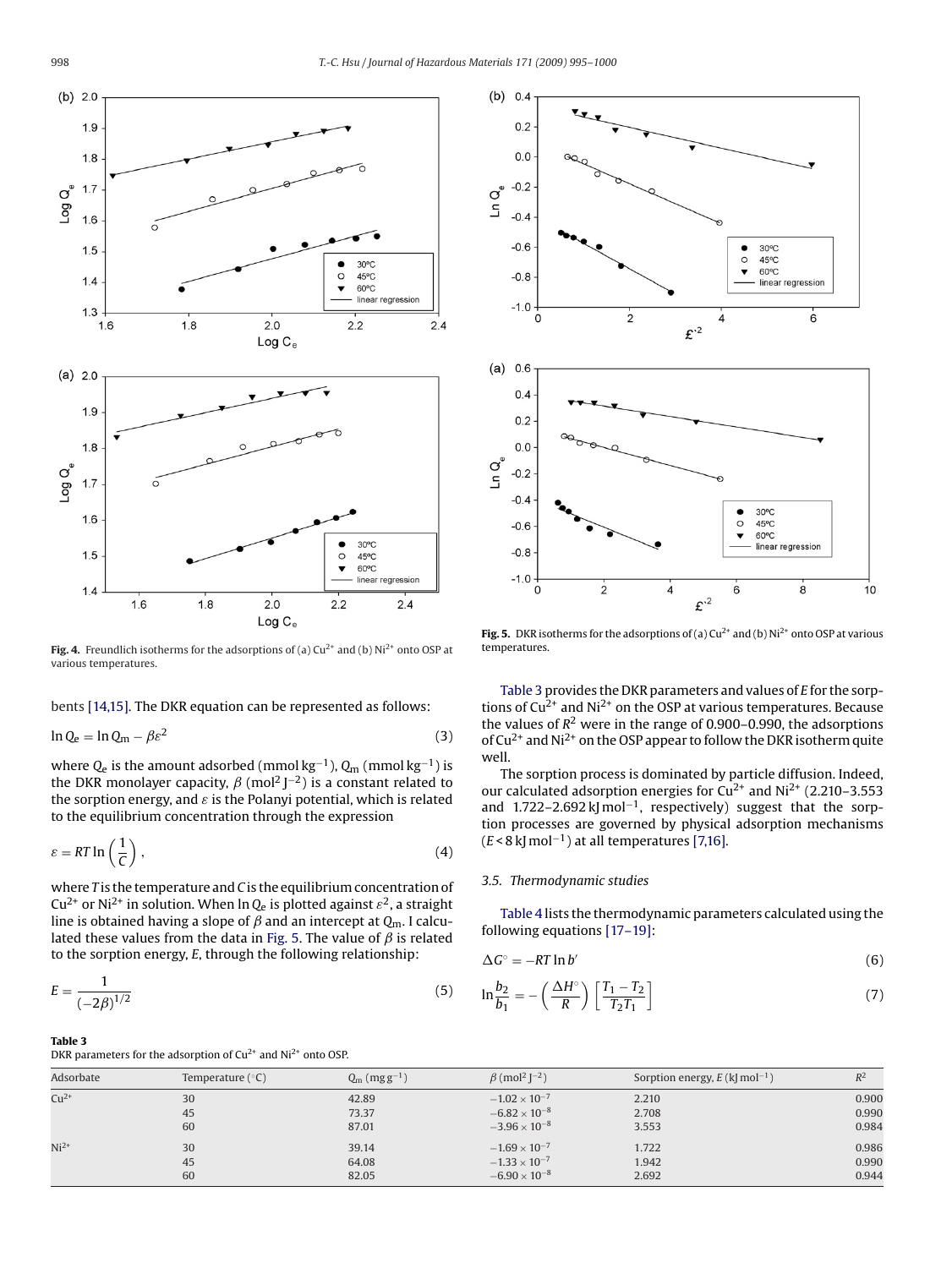Fig. 4. Freundlich isotherms for the adsorptions of (a) $Cu^{2+}$ and (b) $Ni^{2+}$ onto OSP at various temperatures.

Fig. 5. DKR isotherms for the adsorptions of (a) $Cu^{2+}$ and (b) $Ni^{2+}$ onto OSP at various temperatures.

bents [14,15]. The DKR equation can be represented as follows:

$$\ln Q_e = \ln Q_m - \beta\varepsilon^2 \tag{3}$$

where $Q_e$ is the amount adsorbed (mmol kg$^{-1}$), $Q_m$ (mmol kg$^{-1}$) is the DKR monolayer capacity, $\beta$ (mol$^2$ J$^{-2}$) is a constant related to the sorption energy, and $\varepsilon$ is the Polanyi potential, which is related to the equilibrium concentration through the expression

$$\varepsilon = RT\ln\left(\frac{1}{C}\right), \tag{4}$$

where $T$ is the temperature and $C$ is the equilibrium concentration of $Cu^{2+}$ or $Ni^{2+}$ in solution. When $\ln Q_e$ is plotted against $\varepsilon^2$, a straight line is obtained having a slope of $\beta$ and an intercept at $Q_m$. I calculated these values from the data in Fig. 5. The value of $\beta$ is related to the sorption energy, $E$, through the following relationship:

$$E = \frac{1}{(-2\beta)^{1/2}} \tag{5}$$

Table 3 provides the DKR parameters and values of $E$ for the sorptions of $Cu^{2+}$ and $Ni^{2+}$ on the OSP at various temperatures. Because the values of $R^2$ were in the range of 0.900–0.990, the adsorptions of $Cu^{2+}$ and $Ni^{2+}$ on the OSP appear to follow the DKR isotherm quite well.

The sorption process is dominated by particle diffusion. Indeed, our calculated adsorption energies for $Cu^{2+}$ and $Ni^{2+}$ (2.210–3.553 and 1.722–2.692 kJ mol$^{-1}$, respectively) suggest that the sorption processes are governed by physical adsorption mechanisms ($E < 8$ kJ mol$^{-1}$) at all temperatures [7,16].

### 3.5. Thermodynamic studies

Table 4 lists the thermodynamic parameters calculated using the following equations [17–19]:

$$\Delta G^\circ = -RT\ln b' \tag{6}$$

$$\ln\frac{b_2}{b_1} = -\left(\frac{\Delta H^\circ}{R}\right)\left[\frac{T_1 - T_2}{T_2 T_1}\right] \tag{7}$$

**Table 3**
DKR parameters for the adsorption of $Cu^{2+}$ and $Ni^{2+}$ onto OSP.

| Adsorbate | Temperature (°C) | $Q_m$ (mg g$^{-1}$) | $\beta$ (mol$^2$ J$^{-2}$) | Sorption energy, $E$ (kJ mol$^{-1}$) | $R^2$ |
|---|---|---|---|---|---|
| $Cu^{2+}$ | 30 | 42.89 | $-1.02\times10^{-7}$ | 2.210 | 0.900 |
| | 45 | 73.37 | $-6.82\times10^{-8}$ | 2.708 | 0.990 |
| | 60 | 87.01 | $-3.96\times10^{-8}$ | 3.553 | 0.984 |
| $Ni^{2+}$ | 30 | 39.14 | $-1.69\times10^{-7}$ | 1.722 | 0.986 |
| | 45 | 64.08 | $-1.33\times10^{-7}$ | 1.942 | 0.990 |
| | 60 | 82.05 | $-6.90\times10^{-8}$ | 2.692 | 0.944 |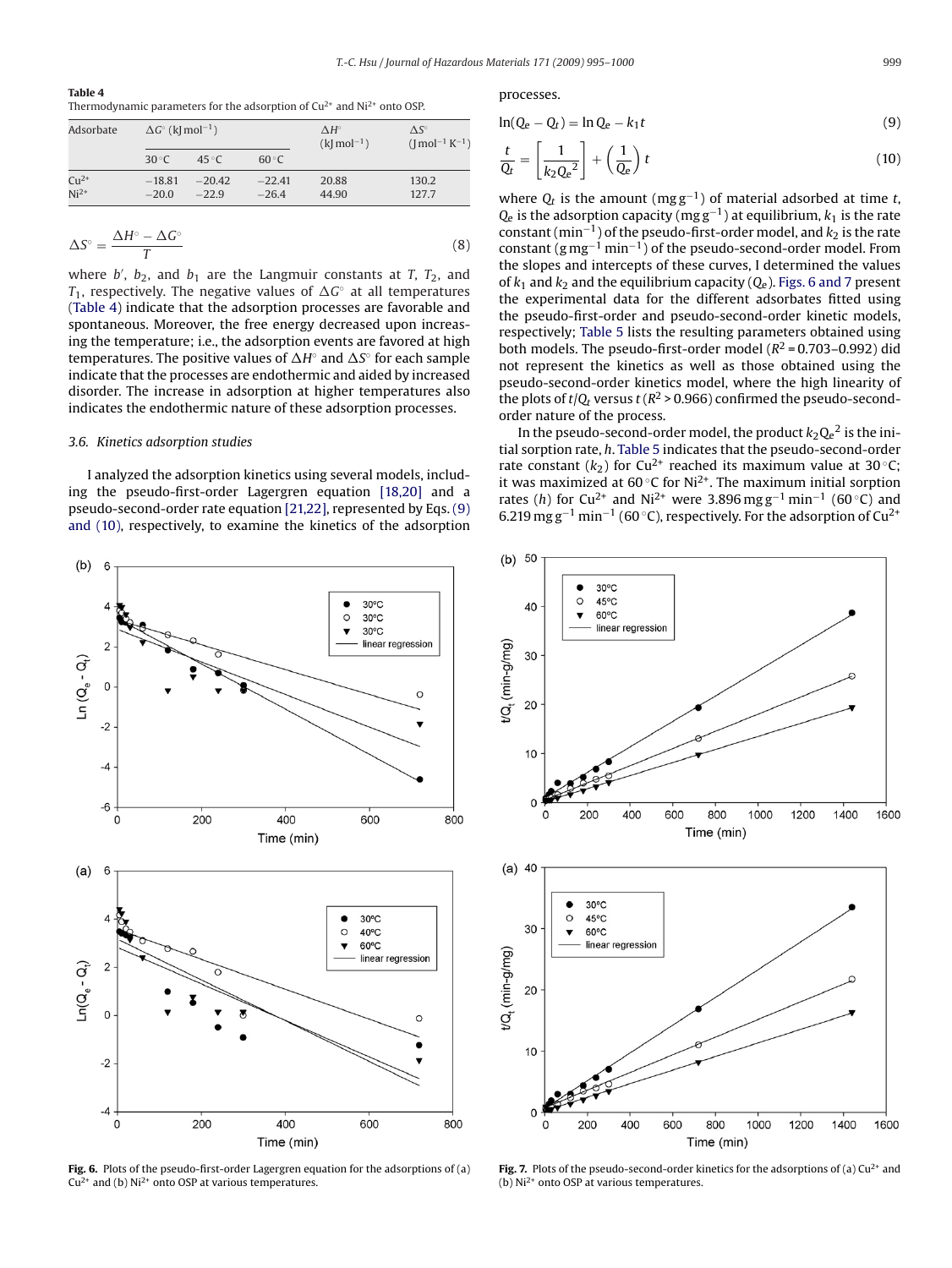**Table 4**
Thermodynamic parameters for the adsorption of $Cu^{2+}$ and $Ni^{2+}$ onto OSP.

| Adsorbate | $\Delta G^{\circ}$ (kJ mol$^{-1}$) | | | $\Delta H^{\circ}$ (kJ mol$^{-1}$) | $\Delta S^{\circ}$ (J mol$^{-1}$ K$^{-1}$) |
|---|---|---|---|---|---|
| | 30 °C | 45 °C | 60 °C | | |
| $Cu^{2+}$ | −18.81 | −20.42 | −22.41 | 20.88 | 130.2 |
| $Ni^{2+}$ | −20.0 | −22.9 | −26.4 | 44.90 | 127.7 |

$$\Delta S^{\circ} = \frac{\Delta H^{\circ} - \Delta G^{\circ}}{T} \tag{8}$$

where $b'$, $b_2$, and $b_1$ are the Langmuir constants at $T$, $T_2$, and $T_1$, respectively. The negative values of $\Delta G^{\circ}$ at all temperatures (Table 4) indicate that the adsorption processes are favorable and spontaneous. Moreover, the free energy decreased upon increasing the temperature; i.e., the adsorption events are favored at high temperatures. The positive values of $\Delta H^{\circ}$ and $\Delta S^{\circ}$ for each sample indicate that the processes are endothermic and aided by increased disorder. The increase in adsorption at higher temperatures also indicates the endothermic nature of these adsorption processes.

### 3.6. Kinetics adsorption studies

I analyzed the adsorption kinetics using several models, including the pseudo-first-order Lagergren equation [18,20] and a pseudo-second-order rate equation [21,22], represented by Eqs. (9) and (10), respectively, to examine the kinetics of the adsorption processes.

$$\ln(Q_e - Q_t) = \ln Q_e - k_1 t \tag{9}$$

$$\frac{t}{Q_t} = \left[\frac{1}{k_2 {Q_e}^2}\right] + \left(\frac{1}{Q_e}\right) t \tag{10}$$

where $Q_t$ is the amount (mg g$^{-1}$) of material adsorbed at time $t$, $Q_e$ is the adsorption capacity (mg g$^{-1}$) at equilibrium, $k_1$ is the rate constant (min$^{-1}$) of the pseudo-first-order model, and $k_2$ is the rate constant (g mg$^{-1}$ min$^{-1}$) of the pseudo-second-order model. From the slopes and intercepts of these curves, I determined the values of $k_1$ and $k_2$ and the equilibrium capacity ($Q_e$). Figs. 6 and 7 present the experimental data for the different adsorbates fitted using the pseudo-first-order and pseudo-second-order kinetic models, respectively; Table 5 lists the resulting parameters obtained using both models. The pseudo-first-order model ($R^2$ = 0.703–0.992) did not represent the kinetics as well as those obtained using the pseudo-second-order kinetics model, where the high linearity of the plots of $t/Q_t$ versus $t$ ($R^2$ > 0.966) confirmed the pseudo-second-order nature of the process.

In the pseudo-second-order model, the product $k_2 {Q_e}^2$ is the initial sorption rate, $h$. Table 5 indicates that the pseudo-second-order rate constant ($k_2$) for $Cu^{2+}$ reached its maximum value at 30 °C; it was maximized at 60 °C for $Ni^{2+}$. The maximum initial sorption rates ($h$) for $Cu^{2+}$ and $Ni^{2+}$ were 3.896 mg g$^{-1}$ min$^{-1}$ (60 °C) and 6.219 mg g$^{-1}$ min$^{-1}$ (60 °C), respectively. For the adsorption of $Cu^{2+}$

**Fig. 6.** Plots of the pseudo-first-order Lagergren equation for the adsorptions of (a) $Cu^{2+}$ and (b) $Ni^{2+}$ onto OSP at various temperatures.

**Fig. 7.** Plots of the pseudo-second-order kinetics for the adsorptions of (a) $Cu^{2+}$ and (b) $Ni^{2+}$ onto OSP at various temperatures.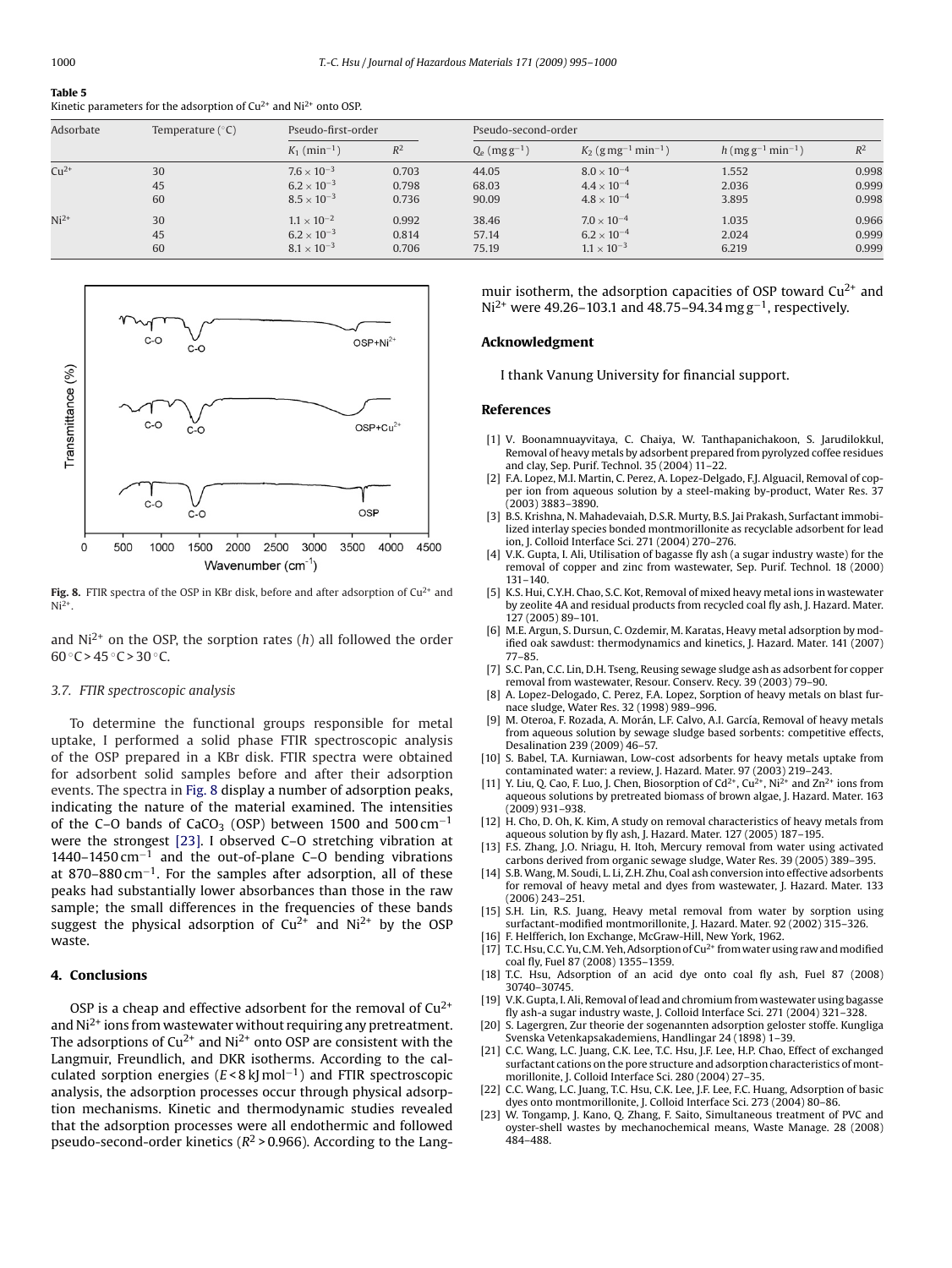**Table 5**
Kinetic parameters for the adsorption of $Cu^{2+}$ and $Ni^{2+}$ onto OSP.

| Adsorbate | Temperature (°C) | Pseudo-first-order | | Pseudo-second-order | | | |
|---|---|---|---|---|---|---|---|
| | | $K_1$ (min$^{-1}$) | $R^2$ | $Q_e$ (mg g$^{-1}$) | $K_2$ (g mg$^{-1}$ min$^{-1}$) | $h$ (mg g$^{-1}$ min$^{-1}$) | $R^2$ |
| $Cu^{2+}$ | 30 | $7.6 \times 10^{-3}$ | 0.703 | 44.05 | $8.0 \times 10^{-4}$ | 1.552 | 0.998 |
| | 45 | $6.2 \times 10^{-3}$ | 0.798 | 68.03 | $4.4 \times 10^{-4}$ | 2.036 | 0.999 |
| | 60 | $8.5 \times 10^{-3}$ | 0.736 | 90.09 | $4.8 \times 10^{-4}$ | 3.895 | 0.998 |
| $Ni^{2+}$ | 30 | $1.1 \times 10^{-2}$ | 0.992 | 38.46 | $7.0 \times 10^{-4}$ | 1.035 | 0.966 |
| | 45 | $6.2 \times 10^{-3}$ | 0.814 | 57.14 | $6.2 \times 10^{-4}$ | 2.024 | 0.999 |
| | 60 | $8.1 \times 10^{-3}$ | 0.706 | 75.19 | $1.1 \times 10^{-3}$ | 6.219 | 0.999 |

Transmittance (%)

C-O C-O OSP+Ni$^{2+}$

C-O C-O OSP+Cu$^{2+}$

C-O C-O OSP

0 500 1000 1500 2000 2500 3000 3500 4000 4500

Wavenumber (cm$^{-1}$)

**Fig. 8.** FTIR spectra of the OSP in KBr disk, before and after adsorption of $Cu^{2+}$ and $Ni^{2+}$.

and $Ni^{2+}$ on the OSP, the sorption rates ($h$) all followed the order 60 °C > 45 °C > 30 °C.

### 3.7. FTIR spectroscopic analysis

To determine the functional groups responsible for metal uptake, I performed a solid phase FTIR spectroscopic analysis of the OSP prepared in a KBr disk. FTIR spectra were obtained for adsorbent solid samples before and after their adsorption events. The spectra in Fig. 8 display a number of adsorption peaks, indicating the nature of the material examined. The intensities of the C–O bands of $CaCO_3$ (OSP) between 1500 and 500 cm$^{-1}$ were the strongest [23]. I observed C–O stretching vibration at 1440–1450 cm$^{-1}$ and the out-of-plane C–O bending vibrations at 870–880 cm$^{-1}$. For the samples after adsorption, all of these peaks had substantially lower absorbances than those in the raw sample; the small differences in the frequencies of these bands suggest the physical adsorption of $Cu^{2+}$ and $Ni^{2+}$ by the OSP waste.

## 4. Conclusions

OSP is a cheap and effective adsorbent for the removal of $Cu^{2+}$ and $Ni^{2+}$ ions from wastewater without requiring any pretreatment. The adsorptions of $Cu^{2+}$ and $Ni^{2+}$ onto OSP are consistent with the Langmuir, Freundlich, and DKR isotherms. According to the calculated sorption energies ($E$ < 8 kJ mol$^{-1}$) and FTIR spectroscopic analysis, the adsorption processes occur through physical adsorption mechanisms. Kinetic and thermodynamic studies revealed that the adsorption processes were all endothermic and followed pseudo-second-order kinetics ($R^2$ > 0.966). According to the Langmuir isotherm, the adsorption capacities of OSP toward $Cu^{2+}$ and $Ni^{2+}$ were 49.26–103.1 and 48.75–94.34 mg g$^{-1}$, respectively.

## Acknowledgment

I thank Vanung University for financial support.

## References

[1] V. Boonamnuayvitaya, C. Chaiya, W. Tanthapanichakoon, S. Jarudilokkul, Removal of heavy metals by adsorbent prepared from pyrolyzed coffee residues and clay, Sep. Purif. Technol. 35 (2004) 11–22.
[2] F.A. Lopez, M.I. Martin, C. Perez, A. Lopez-Delgado, F.J. Alguacil, Removal of copper ion from aqueous solution by a steel-making by-product, Water Res. 37 (2003) 3883–3890.
[3] B.S. Krishna, N. Mahadevaiah, D.S.R. Murty, B.S. Jai Prakash, Surfactant immobilized interlay species bonded montmorillonite as recyclable adsorbent for lead ion, J. Colloid Interface Sci. 271 (2004) 270–276.
[4] V.K. Gupta, I. Ali, Utilisation of bagasse fly ash (a sugar industry waste) for the removal of copper and zinc from wastewater, Sep. Purif. Technol. 18 (2000) 131–140.
[5] K.S. Hui, C.Y.H. Chao, S.C. Kot, Removal of mixed heavy metal ions in wastewater by zeolite 4A and residual products from recycled coal fly ash, J. Hazard. Mater. 127 (2005) 89–101.
[6] M.E. Argun, S. Dursun, C. Ozdemir, M. Karatas, Heavy metal adsorption by modified oak sawdust: thermodynamics and kinetics, J. Hazard. Mater. 141 (2007) 77–85.
[7] S.C. Pan, C.C. Lin, D.H. Tseng, Reusing sewage sludge ash as adsorbent for copper removal from wastewater, Resour. Conserv. Recy. 39 (2003) 79–90.
[8] A. Lopez-Delogado, C. Perez, F.A. Lopez, Sorption of heavy metals on blast furnace sludge, Water Res. 32 (1998) 989–996.
[9] M. Oteroa, F. Rozada, A. Morán, L.F. Calvo, A.I. García, Removal of heavy metals from aqueous solution by sewage sludge based sorbents: competitive effects, Desalination 239 (2009) 46–57.
[10] S. Babel, T.A. Kurniawan, Low-cost adsorbents for heavy metals uptake from contaminated water: a review, J. Hazard. Mater. 97 (2003) 219–243.
[11] Y. Liu, Q. Cao, F. Luo, J. Chen, Biosorption of $Cd^{2+}$, $Cu^{2+}$, $Ni^{2+}$ and $Zn^{2+}$ ions from aqueous solutions by pretreated biomass of brown algae, J. Hazard. Mater. 163 (2009) 931–938.
[12] H. Cho, D. Oh, K. Kim, A study on removal characteristics of heavy metals from aqueous solution by fly ash, J. Hazard. Mater. 127 (2005) 187–195.
[13] F.S. Zhang, J.O. Nriagu, H. Itoh, Mercury removal from water using activated carbons derived from organic sewage sludge, Water Res. 39 (2005) 389–395.
[14] S.B. Wang, M. Soudi, L. Li, Z.H. Zhu, Coal ash conversion into effective adsorbents for removal of heavy metal and dyes from wastewater, J. Hazard. Mater. 133 (2006) 243–251.
[15] S.H. Lin, R.S. Juang, Heavy metal removal from water by sorption using surfactant-modified montmorillonite, J. Hazard. Mater. 92 (2002) 315–326.
[16] F. Helfferich, Ion Exchange, McGraw-Hill, New York, 1962.
[17] T.C. Hsu, C.C. Yu, C.M. Yeh, Adsorption of $Cu^{2+}$ from water using raw and modified coal fly ash, Fuel 87 (2008) 1355–1359.
[18] T.C. Hsu, Adsorption of an acid dye onto coal fly ash, Fuel 87 (2008) 30740–30745.
[19] V.K. Gupta, I. Ali, Removal of lead and chromium from wastewater using bagasse fly ash-a sugar industry waste, J. Colloid Interface Sci. 271 (2004) 321–328.
[20] S. Lagergren, Zur theorie der sogenannten adsorption geloster stoffe. Kungliga Svenska Vetenkapsakademiens, Handlingar 24 (1898) 1–39.
[21] C.C. Wang, L.C. Juang, C.K. Lee, T.C. Hsu, J.F. Lee, H.P. Chao, Effect of exchanged surfactant cations on the pore structure and adsorption characteristics of montmorillonite, J. Colloid Interface Sci. 280 (2004) 27–35.
[22] C.C. Wang, L.C. Juang, T.C. Hsu, C.K. Lee, J.F. Lee, F.C. Huang, Adsorption of basic dyes onto montmorillonite, J. Colloid Interface Sci. 273 (2004) 80–86.
[23] W. Tongamp, J. Kano, Q. Zhang, F. Saito, Simultaneous treatment of PVC and oyster-shell wastes by mechanochemical means, Waste Manage. 28 (2008) 484–488.